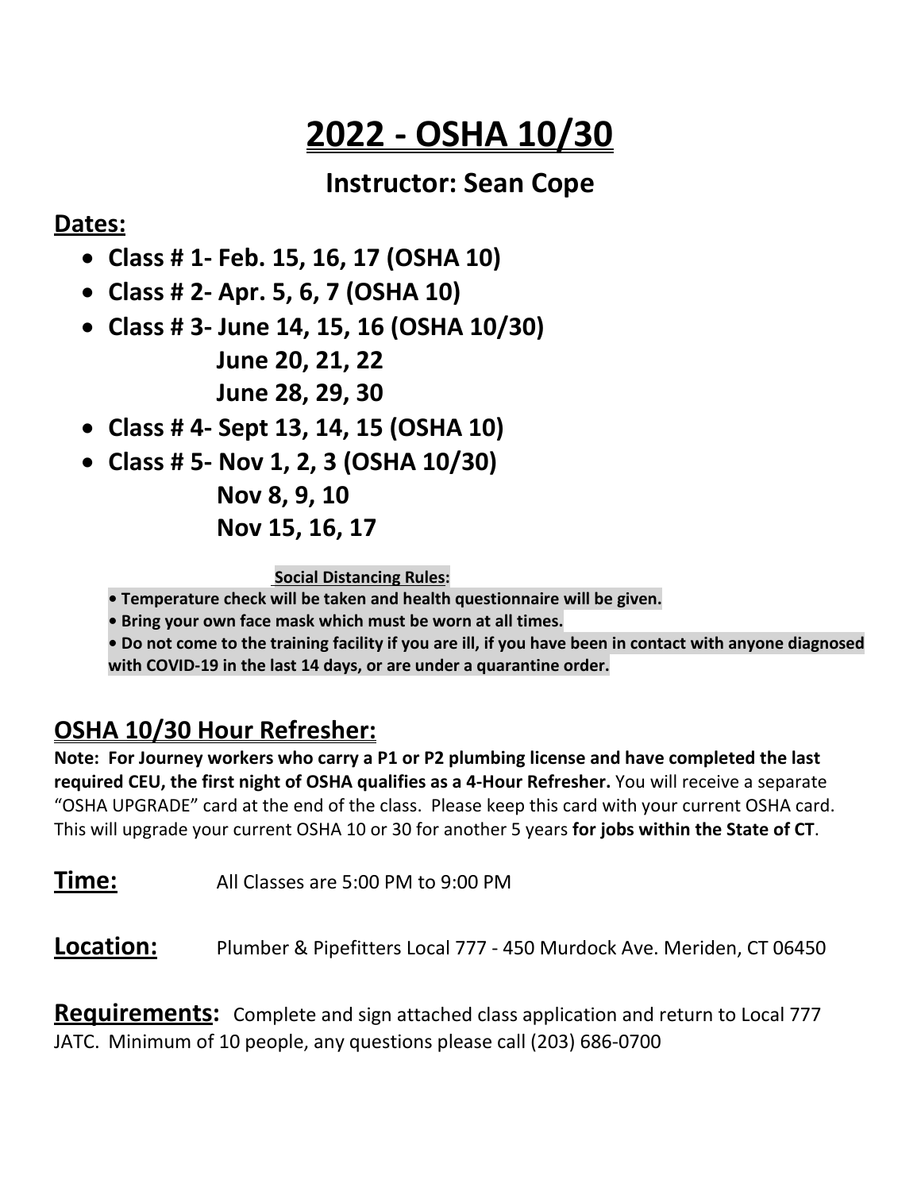# 2022 - OSHA 10/30

## Instructor: Sean Cope

### Dates:

- **Class # 1- Feb. 15, 16, 17 (OSHA 10)**
- **Class # 2- Apr. 5, 6, 7 (OSHA 10)**
- **Class # 3- June 14, 15, 16 (OSHA 10/30)**
  **June 20, 21, 22**
  **June 28, 29, 30**
- **Class # 4- Sept 13, 14, 15 (OSHA 10)**
- **Class # 5- Nov 1, 2, 3 (OSHA 10/30)**
  **Nov 8, 9, 10**
  **Nov 15, 16, 17**

**Social Distancing Rules:**

**• Temperature check will be taken and health questionnaire will be given.**

**• Bring your own face mask which must be worn at all times.**

**• Do not come to the training facility if you are ill, if you have been in contact with anyone diagnosed with COVID-19 in the last 14 days, or are under a quarantine order.**

### OSHA 10/30 Hour Refresher:

**Note: For Journey workers who carry a P1 or P2 plumbing license and have completed the last required CEU, the first night of OSHA qualifies as a 4-Hour Refresher.** You will receive a separate "OSHA UPGRADE" card at the end of the class. Please keep this card with your current OSHA card. This will upgrade your current OSHA 10 or 30 for another 5 years **for jobs within the State of CT**.

**Time:** All Classes are 5:00 PM to 9:00 PM

**Location:** Plumber & Pipefitters Local 777 - 450 Murdock Ave. Meriden, CT 06450

**Requirements:** Complete and sign attached class application and return to Local 777 JATC. Minimum of 10 people, any questions please call (203) 686-0700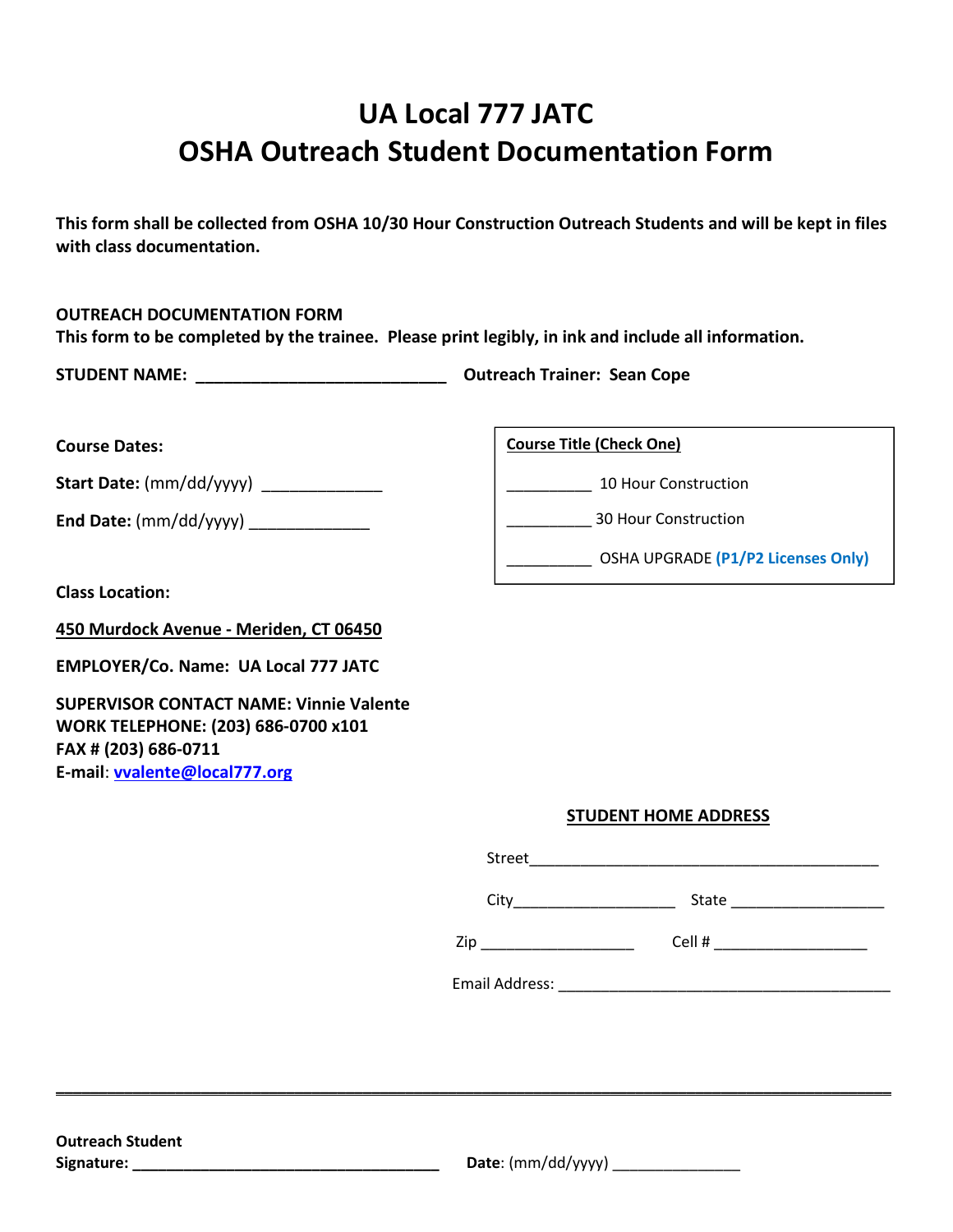# UA Local 777 JATC
# OSHA Outreach Student Documentation Form

**This form shall be collected from OSHA 10/30 Hour Construction Outreach Students and will be kept in files with class documentation.**

**OUTREACH DOCUMENTATION FORM**
**This form to be completed by the trainee. Please print legibly, in ink and include all information.**

**STUDENT NAME: ___________________________** **Outreach Trainer: Sean Cope**

**Course Dates:**

**Start Date:** (mm/dd/yyyy) _____________

**End Date:** (mm/dd/yyyy) _____________

**Course Title (Check One)**

__________ 10 Hour Construction

__________ 30 Hour Construction

__________ OSHA UPGRADE **(P1/P2 Licenses Only)**

**Class Location:**

**450 Murdock Avenue - Meriden, CT 06450**

**EMPLOYER/Co. Name: UA Local 777 JATC**

**SUPERVISOR CONTACT NAME: Vinnie Valente**
**WORK TELEPHONE: (203) 686-0700 x101**
**FAX # (203) 686-0711**
**E-mail**: vvalente@local777.org

**STUDENT HOME ADDRESS**

Street__________________________________________

City___________________ State __________________

Zip __________________ Cell # __________________

Email Address: ________________________________________

---

**Outreach Student Signature: ____________________________________** **Date**: (mm/dd/yyyy) _______________